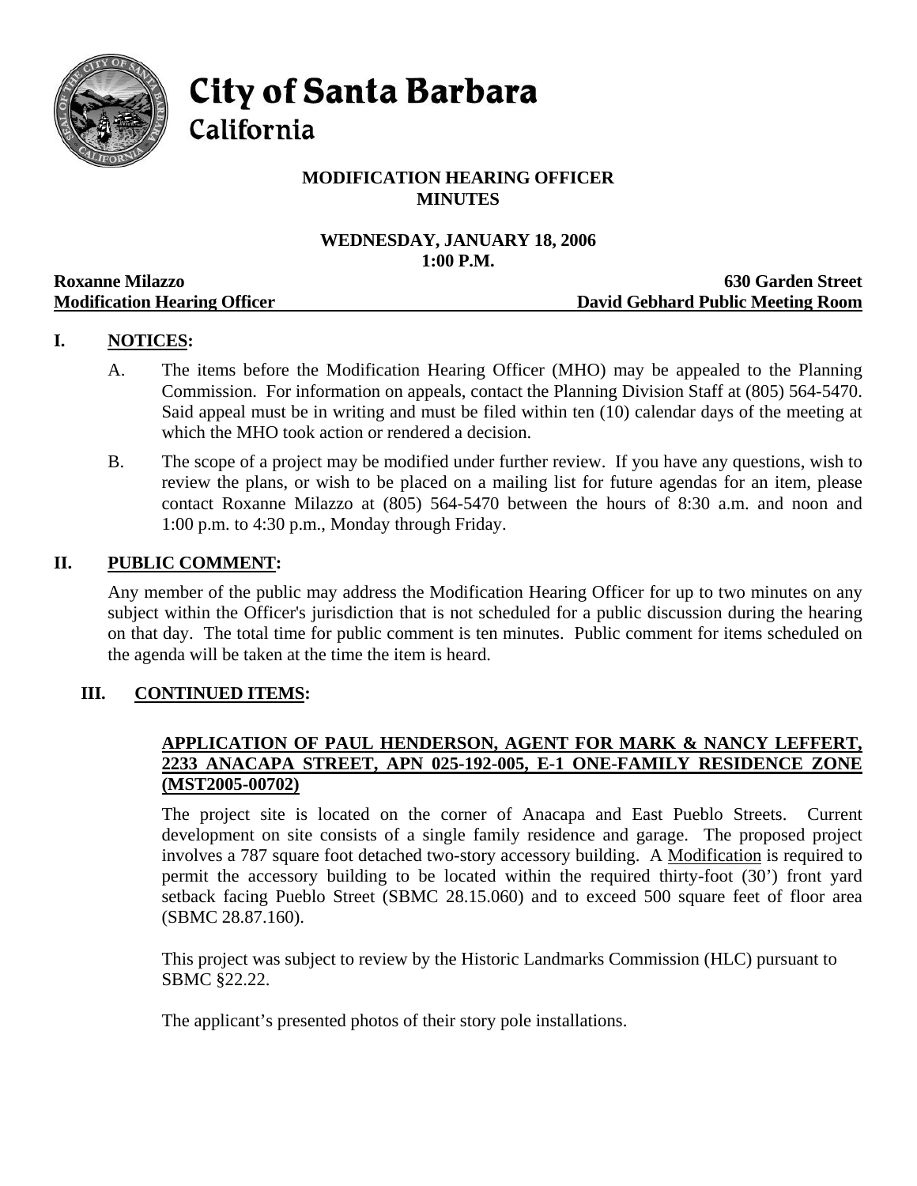# City of Santa Barbara
## California

**MODIFICATION HEARING OFFICER**
**MINUTES**

**WEDNESDAY, JANUARY 18, 2006**
**1:00 P.M.**

**Roxanne Milazzo** — **630 Garden Street**
**Modification Hearing Officer** — **David Gebhard Public Meeting Room**

## I. NOTICES:

A. The items before the Modification Hearing Officer (MHO) may be appealed to the Planning Commission. For information on appeals, contact the Planning Division Staff at (805) 564-5470. Said appeal must be in writing and must be filed within ten (10) calendar days of the meeting at which the MHO took action or rendered a decision.

B. The scope of a project may be modified under further review. If you have any questions, wish to review the plans, or wish to be placed on a mailing list for future agendas for an item, please contact Roxanne Milazzo at (805) 564-5470 between the hours of 8:30 a.m. and noon and 1:00 p.m. to 4:30 p.m., Monday through Friday.

## II. PUBLIC COMMENT:

Any member of the public may address the Modification Hearing Officer for up to two minutes on any subject within the Officer's jurisdiction that is not scheduled for a public discussion during the hearing on that day. The total time for public comment is ten minutes. Public comment for items scheduled on the agenda will be taken at the time the item is heard.

## III. CONTINUED ITEMS:

**APPLICATION OF PAUL HENDERSON, AGENT FOR MARK & NANCY LEFFERT, 2233 ANACAPA STREET, APN 025-192-005, E-1 ONE-FAMILY RESIDENCE ZONE (MST2005-00702)**

The project site is located on the corner of Anacapa and East Pueblo Streets. Current development on site consists of a single family residence and garage. The proposed project involves a 787 square foot detached two-story accessory building. A Modification is required to permit the accessory building to be located within the required thirty-foot (30') front yard setback facing Pueblo Street (SBMC 28.15.060) and to exceed 500 square feet of floor area (SBMC 28.87.160).

This project was subject to review by the Historic Landmarks Commission (HLC) pursuant to SBMC §22.22.

The applicant's presented photos of their story pole installations.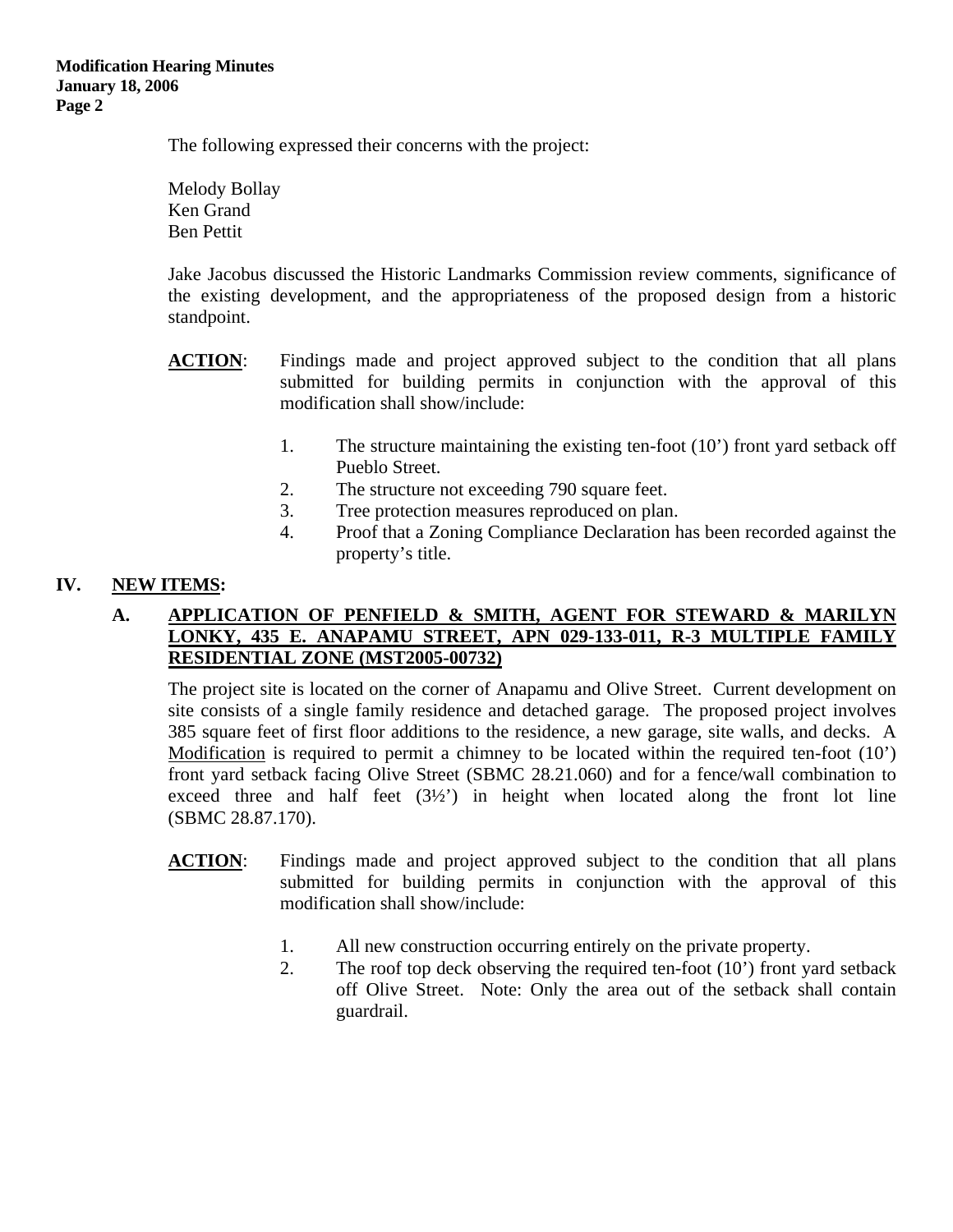The following expressed their concerns with the project:

Melody Bollay
Ken Grand
Ben Pettit

Jake Jacobus discussed the Historic Landmarks Commission review comments, significance of the existing development, and the appropriateness of the proposed design from a historic standpoint.

**ACTION**: Findings made and project approved subject to the condition that all plans submitted for building permits in conjunction with the approval of this modification shall show/include:

1. The structure maintaining the existing ten-foot (10') front yard setback off Pueblo Street.
2. The structure not exceeding 790 square feet.
3. Tree protection measures reproduced on plan.
4. Proof that a Zoning Compliance Declaration has been recorded against the property's title.

## IV. NEW ITEMS:

### A. APPLICATION OF PENFIELD & SMITH, AGENT FOR STEWARD & MARILYN LONKY, 435 E. ANAPAMU STREET, APN 029-133-011, R-3 MULTIPLE FAMILY RESIDENTIAL ZONE (MST2005-00732)

The project site is located on the corner of Anapamu and Olive Street. Current development on site consists of a single family residence and detached garage. The proposed project involves 385 square feet of first floor additions to the residence, a new garage, site walls, and decks. A Modification is required to permit a chimney to be located within the required ten-foot (10') front yard setback facing Olive Street (SBMC 28.21.060) and for a fence/wall combination to exceed three and half feet (3½') in height when located along the front lot line (SBMC 28.87.170).

**ACTION**: Findings made and project approved subject to the condition that all plans submitted for building permits in conjunction with the approval of this modification shall show/include:

1. All new construction occurring entirely on the private property.
2. The roof top deck observing the required ten-foot (10') front yard setback off Olive Street. Note: Only the area out of the setback shall contain guardrail.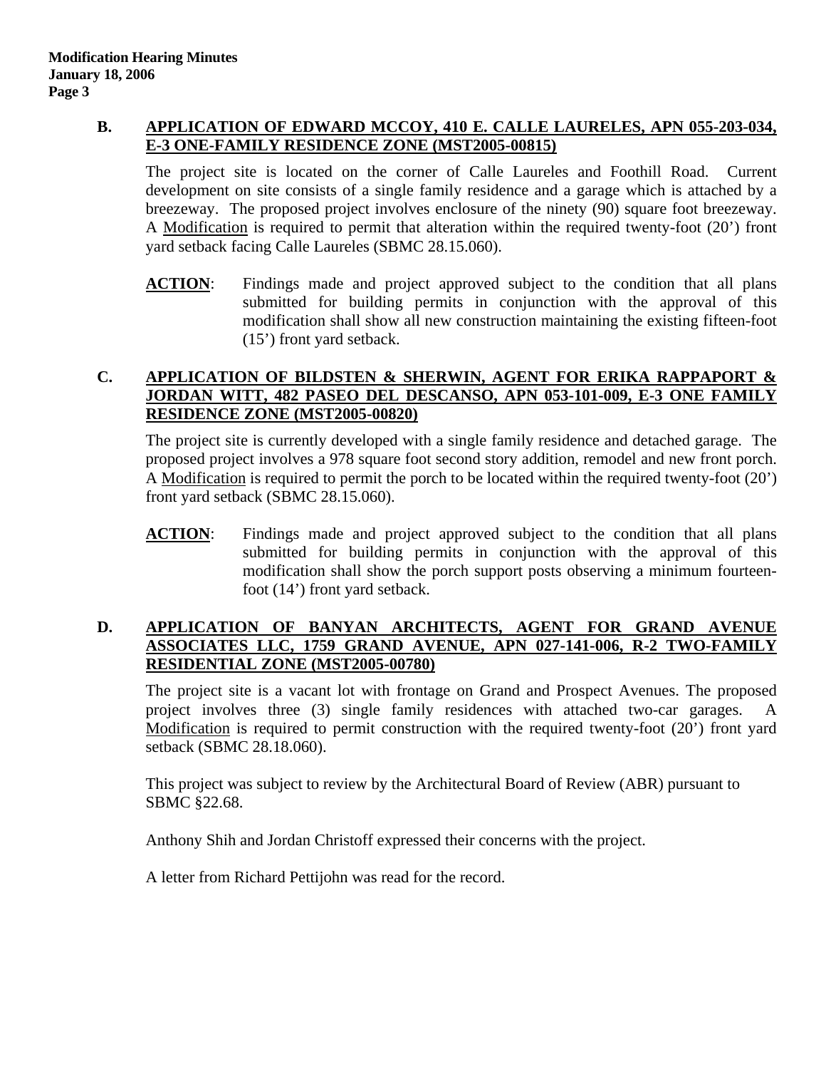**B. APPLICATION OF EDWARD MCCOY, 410 E. CALLE LAURELES, APN 055-203-034, E-3 ONE-FAMILY RESIDENCE ZONE (MST2005-00815)**

The project site is located on the corner of Calle Laureles and Foothill Road. Current development on site consists of a single family residence and a garage which is attached by a breezeway. The proposed project involves enclosure of the ninety (90) square foot breezeway. A Modification is required to permit that alteration within the required twenty-foot (20') front yard setback facing Calle Laureles (SBMC 28.15.060).

**ACTION**: Findings made and project approved subject to the condition that all plans submitted for building permits in conjunction with the approval of this modification shall show all new construction maintaining the existing fifteen-foot (15') front yard setback.

**C. APPLICATION OF BILDSTEN & SHERWIN, AGENT FOR ERIKA RAPPAPORT & JORDAN WITT, 482 PASEO DEL DESCANSO, APN 053-101-009, E-3 ONE FAMILY RESIDENCE ZONE (MST2005-00820)**

The project site is currently developed with a single family residence and detached garage. The proposed project involves a 978 square foot second story addition, remodel and new front porch. A Modification is required to permit the porch to be located within the required twenty-foot (20') front yard setback (SBMC 28.15.060).

**ACTION**: Findings made and project approved subject to the condition that all plans submitted for building permits in conjunction with the approval of this modification shall show the porch support posts observing a minimum fourteen-foot (14') front yard setback.

**D. APPLICATION OF BANYAN ARCHITECTS, AGENT FOR GRAND AVENUE ASSOCIATES LLC, 1759 GRAND AVENUE, APN 027-141-006, R-2 TWO-FAMILY RESIDENTIAL ZONE (MST2005-00780)**

The project site is a vacant lot with frontage on Grand and Prospect Avenues. The proposed project involves three (3) single family residences with attached two-car garages. A Modification is required to permit construction with the required twenty-foot (20') front yard setback (SBMC 28.18.060).

This project was subject to review by the Architectural Board of Review (ABR) pursuant to SBMC §22.68.

Anthony Shih and Jordan Christoff expressed their concerns with the project.

A letter from Richard Pettijohn was read for the record.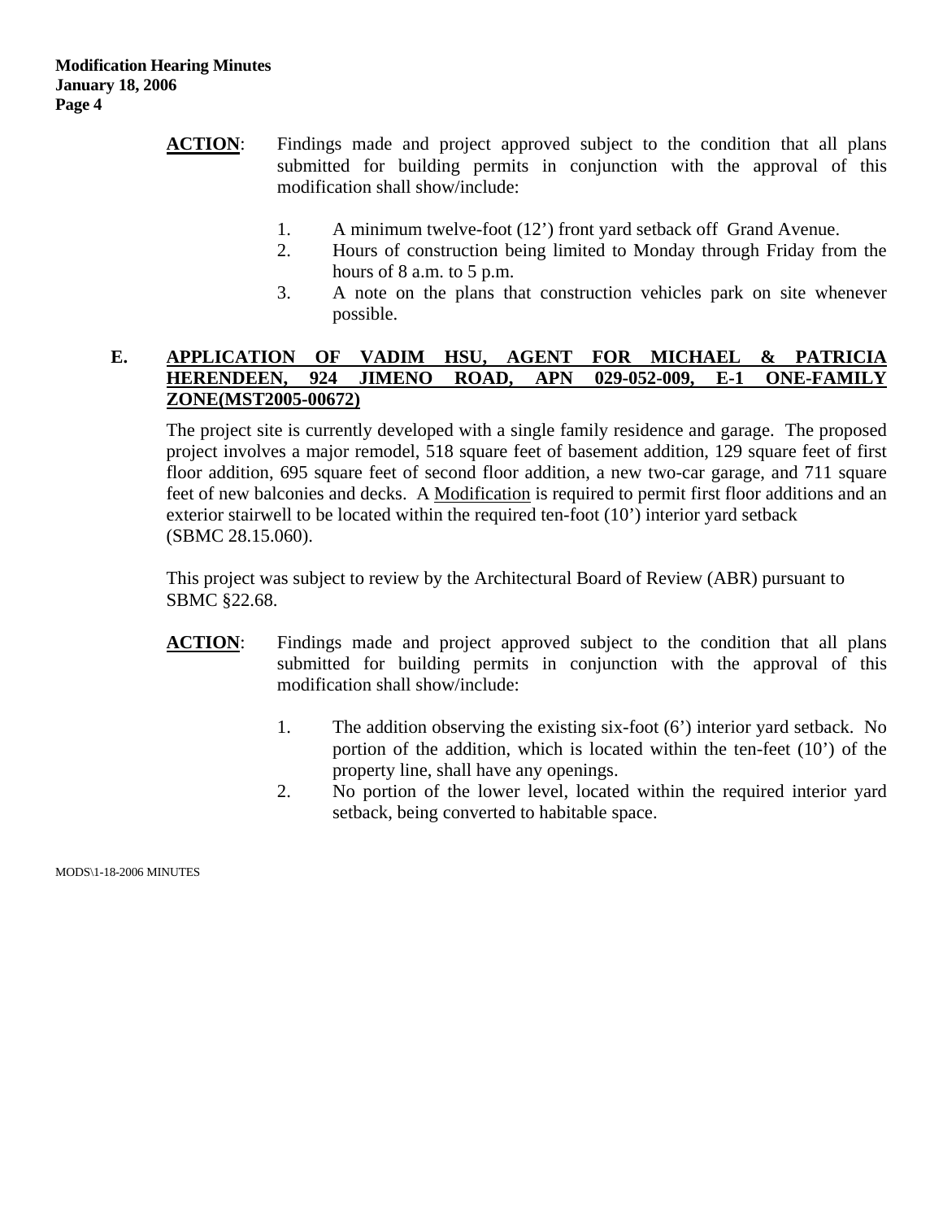**ACTION**: Findings made and project approved subject to the condition that all plans submitted for building permits in conjunction with the approval of this modification shall show/include:

1. A minimum twelve-foot (12') front yard setback off Grand Avenue.
2. Hours of construction being limited to Monday through Friday from the hours of 8 a.m. to 5 p.m.
3. A note on the plans that construction vehicles park on site whenever possible.

## E. APPLICATION OF VADIM HSU, AGENT FOR MICHAEL & PATRICIA HERENDEEN, 924 JIMENO ROAD, APN 029-052-009, E-1 ONE-FAMILY ZONE(MST2005-00672)

The project site is currently developed with a single family residence and garage. The proposed project involves a major remodel, 518 square feet of basement addition, 129 square feet of first floor addition, 695 square feet of second floor addition, a new two-car garage, and 711 square feet of new balconies and decks. A Modification is required to permit first floor additions and an exterior stairwell to be located within the required ten-foot (10') interior yard setback (SBMC 28.15.060).

This project was subject to review by the Architectural Board of Review (ABR) pursuant to SBMC §22.68.

**ACTION**: Findings made and project approved subject to the condition that all plans submitted for building permits in conjunction with the approval of this modification shall show/include:

1. The addition observing the existing six-foot (6') interior yard setback. No portion of the addition, which is located within the ten-feet (10') of the property line, shall have any openings.
2. No portion of the lower level, located within the required interior yard setback, being converted to habitable space.

MODS\1-18-2006 MINUTES